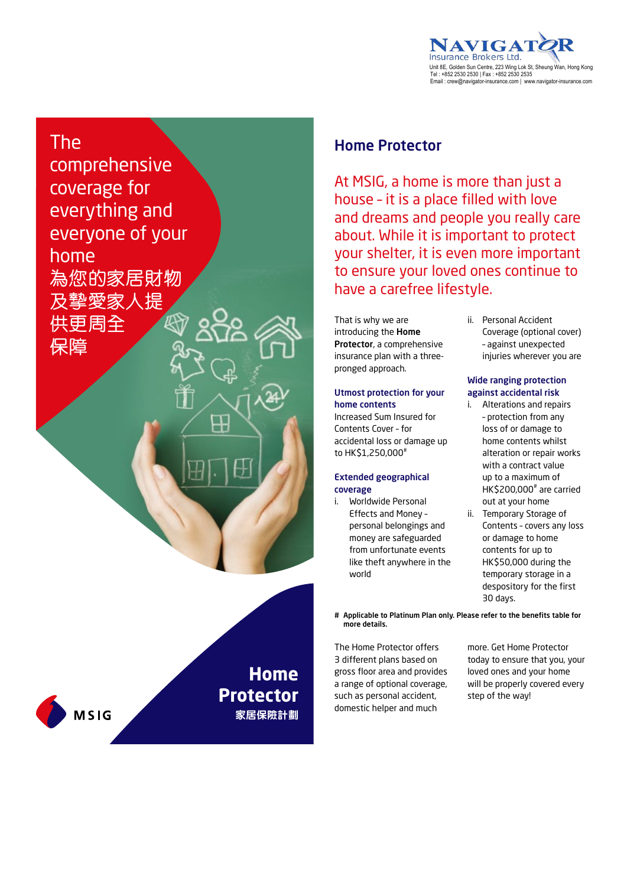NAVIGATOR Insurance Brokers Ltd.
Unit 8E, Golden Sun Centre, 223 Wing Lok St, Sheung Wan, Hong Kong
Tel : +852 2530 2530 | Fax : +852 2530 2535
Email : crew@navigator-insurance.com | www.navigator-insurance.com

The comprehensive coverage for everything and everyone of your home
為您的家居財物及摯愛家人提供更周全保障

**Home Protector**
**家居保險計劃**

MSIG

## Home Protector

At MSIG, a home is more than just a house - it is a place filled with love and dreams and people you really care about. While it is important to protect your shelter, it is even more important to ensure your loved ones continue to have a carefree lifestyle.

That is why we are introducing the **Home Protector**, a comprehensive insurance plan with a three-pronged approach.

### Utmost protection for your home contents

Increased Sum Insured for Contents Cover - for accidental loss or damage up to HK$1,250,000#

### Extended geographical coverage

i. Worldwide Personal Effects and Money - personal belongings and money are safeguarded from unfortunate events like theft anywhere in the world

ii. Personal Accident Coverage (optional cover) - against unexpected injuries wherever you are

### Wide ranging protection against accidental risk

i. Alterations and repairs - protection from any loss of or damage to home contents whilst alteration or repair works with a contract value up to a maximum of HK$200,000# are carried out at your home

ii. Temporary Storage of Contents - covers any loss or damage to home contents for up to HK$50,000 during the temporary storage in a despository for the first 30 days.

**# Applicable to Platinum Plan only. Please refer to the benefits table for more details.**

The Home Protector offers 3 different plans based on gross floor area and provides a range of optional coverage, such as personal accident, domestic helper and much more. Get Home Protector today to ensure that you, your loved ones and your home will be properly covered every step of the way!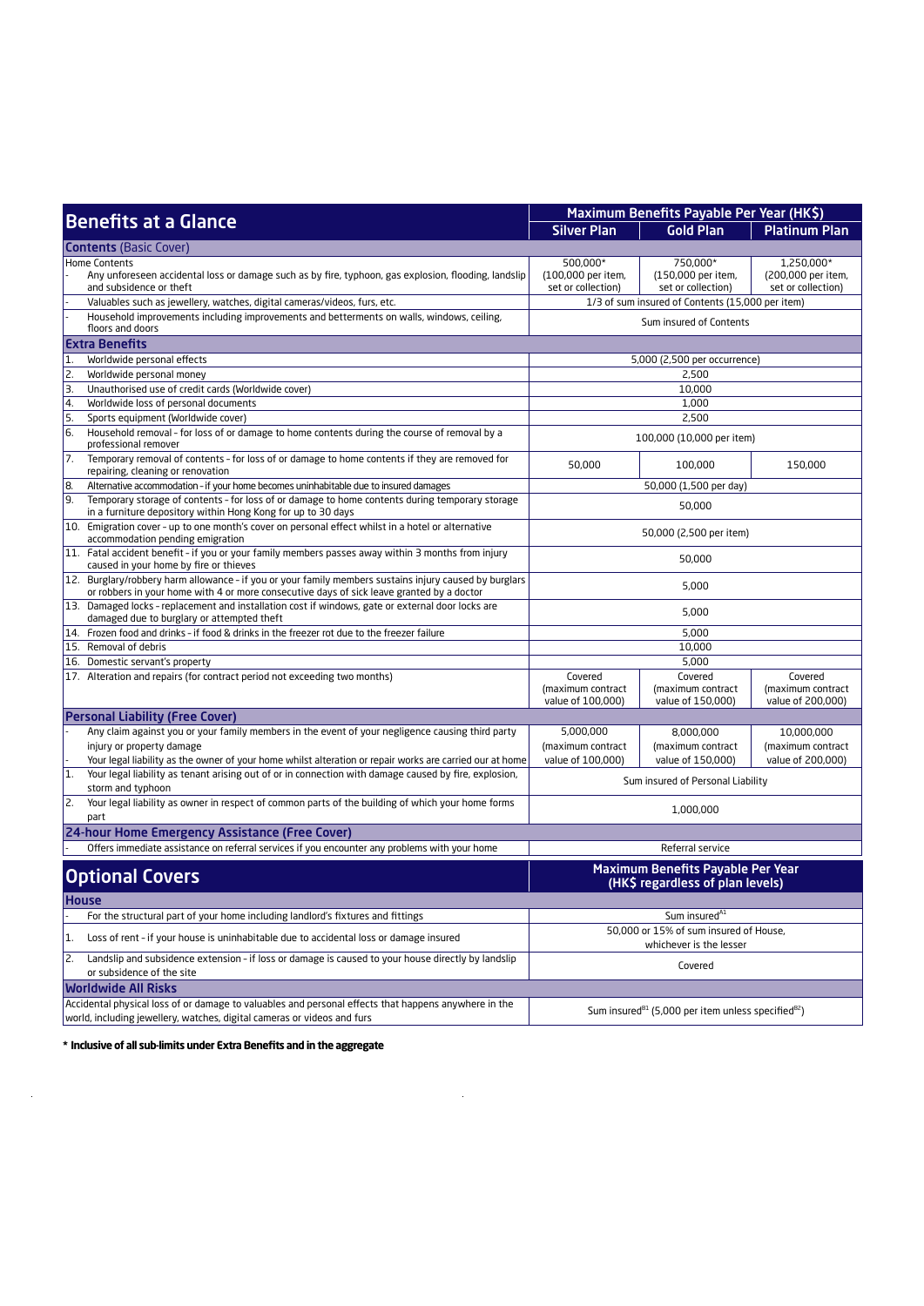| Benefits at a Glance | Maximum Benefits Payable Per Year (HK$) | | |
|---|---|---|---|
| | **Silver Plan** | **Gold Plan** | **Platinum Plan** |
| **Contents** (Basic Cover) | | | |
| Home Contents<br>- Any unforeseen accidental loss or damage such as by fire, typhoon, gas explosion, flooding, landslip and subsidence or theft | 500,000* (100,000 per item, set or collection) | 750,000* (150,000 per item, set or collection) | 1,250,000* (200,000 per item, set or collection) |
| - Valuables such as jewellery, watches, digital cameras/videos, furs, etc. | 1/3 of sum insured of Contents (15,000 per item) | | |
| - Household improvements including improvements and betterments on walls, windows, ceiling, floors and doors | Sum insured of Contents | | |
| **Extra Benefits** | | | |
| 1. Worldwide personal effects | 5,000 (2,500 per occurrence) | | |
| 2. Worldwide personal money | 2,500 | | |
| 3. Unauthorised use of credit cards (Worldwide cover) | 10,000 | | |
| 4. Worldwide loss of personal documents | 1,000 | | |
| 5. Sports equipment (Worldwide cover) | 2,500 | | |
| 6. Household removal - for loss of or damage to home contents during the course of removal by a professional remover | 100,000 (10,000 per item) | | |
| 7. Temporary removal of contents - for loss of or damage to home contents if they are removed for repairing, cleaning or renovation | 50,000 | 100,000 | 150,000 |
| 8. Alternative accommodation - if your home becomes uninhabitable due to insured damages | 50,000 (1,500 per day) | | |
| 9. Temporary storage of contents - for loss of or damage to home contents during temporary storage in a furniture depository within Hong Kong for up to 30 days | 50,000 | | |
| 10. Emigration cover - up to one month's cover on personal effect whilst in a hotel or alternative accommodation pending emigration | 50,000 (2,500 per item) | | |
| 11. Fatal accident benefit - if you or your family members passes away within 3 months from injury caused in your home by fire or thieves | 50,000 | | |
| 12. Burglary/robbery harm allowance - if you or your family members sustains injury caused by burglars or robbers in your home with 4 or more consecutive days of sick leave granted by a doctor | 5,000 | | |
| 13. Damaged locks - replacement and installation cost if windows, gate or external door locks are damaged due to burglary or attempted theft | 5,000 | | |
| 14. Frozen food and drinks - if food & drinks in the freezer rot due to the freezer failure | 5,000 | | |
| 15. Removal of debris | 10,000 | | |
| 16. Domestic servant's property | 5,000 | | |
| 17. Alteration and repairs (for contract period not exceeding two months) | Covered (maximum contract value of 100,000) | Covered (maximum contract value of 150,000) | Covered (maximum contract value of 200,000) |
| **Personal Liability (Free Cover)** | | | |
| - Any claim against you or your family members in the event of your negligence causing third party injury or property damage<br>- Your legal liability as the owner of your home whilst alteration or repair works are carried out at home | 5,000,000 (maximum contract value of 100,000) | 8,000,000 (maximum contract value of 150,000) | 10,000,000 (maximum contract value of 200,000) |
| 1. Your legal liability as tenant arising out of or in connection with damage caused by fire, explosion, storm and typhoon | Sum insured of Personal Liability | | |
| 2. Your legal liability as owner in respect of common parts of the building of which your home forms part | 1,000,000 | | |
| **24-hour Home Emergency Assistance (Free Cover)** | | | |
| - Offers immediate assistance on referral services if you encounter any problems with your home | Referral service | | |

| Optional Covers | Maximum Benefits Payable Per Year (HK$ regardless of plan levels) |
|---|---|
| **House** | |
| - For the structural part of your home including landlord's fixtures and fittings | Sum insured[A1] |
| 1. Loss of rent - if your house is uninhabitable due to accidental loss or damage insured | 50,000 or 15% of sum insured of House, whichever is the lesser |
| 2. Landslip and subsidence extension - if loss or damage is caused to your house directly by landslip or subsidence of the site | Covered |
| **Worldwide All Risks** | |
| Accidental physical loss of or damage to valuables and personal effects that happens anywhere in the world, including jewellery, watches, digital cameras or videos and furs | Sum insured[B1] (5,000 per item unless specified[B2]) |

**\* Inclusive of all sub-limits under Extra Benefits and in the aggregate**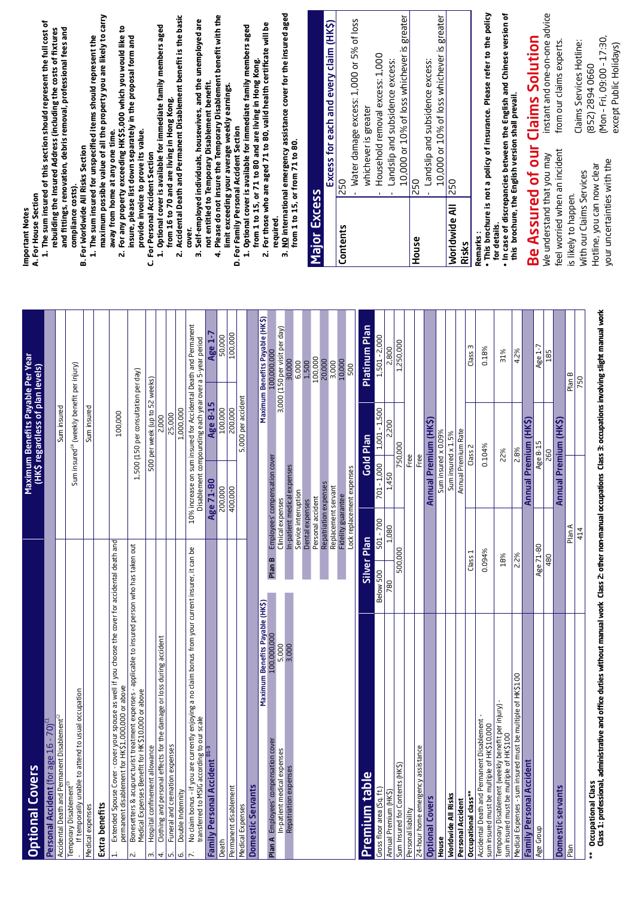## Optional Covers

| | Maximum Benefits Payable Per Year (HK$ regardless of plan levels) | | |
|---|---|---|---|
| **Personal Accident (for age 16 - 70)** [C1] | | | |
| Accidental Death and Permanent Disablement [C2] | Sum insured | | |
| Temporary Disablement [C3] - If temporarily unable to attend to usual occupation | Sum insured [C4] (weekly benefit per injury) | | |
| Medical expenses | Sum insured | | |
| **Extra benefits** | | | |
| 1. Extended Spouse Cover - cover your spouse as well if you choose the cover for accidental death and permanent disablement for HK$1,000,000 or above | 100,000 | | |
| 2. Bonesetters & acupuncturist treatment expenses - applicable to insured person who has taken out Medical Expenses Benefit for HK$10,000 or above | 1,500 (150 per consultation per day) | | |
| 3. Hospital confinement allowance | 500 per week (up to 52 weeks) | | |
| 4. Clothing and personal effects for the damage or loss during accident | 2,000 | | |
| 5. Funeral and cremation expenses | 25,000 | | |
| 6. Double Indemnity | 1,000,000 | | |
| 7. No claim bonus - if you are currently enjoying a no claim bonus from your current insurer, it can be transferred to MSIG according to our scale | 10% increase on sum insured for Accidental Death and Permanent Disablement compounding each year over a 5-year period | | |
| **Family Personal Accident** [D1-3] | **Age 71-80** | **Age 8-15** | **Age 1-7** |
| Death | 200,000 | 100,000 | 50,000 |
| Permanent disablement | 400,000 | 200,000 | 100,000 |
| Medical Expenses | 5,000 per accident | | |

### Domestic Servants

| Plan A | Maximum Benefits Payable (HK$) |
|---|---|
| Employees' compensation cover | 100,000,000 |
| In-patient medical expenses | 5,000 |
| Repatriation expenses | 3,000 |

| Plan B | Maximum Benefits Payable (HK$) |
|---|---|
| Employees' compensation cover | 100,000,000 |
| Clinical expenses | 3,000 (150 per visit per day) |
| In-patient medical expenses | 30,000 |
| Service interruption | 6,000 |
| Dental expenses | 1,500 |
| Personal accident | 100,000 |
| Repatriation expenses | 20,000 |
| Replacement servant | 3,000 |
| Fidelity guarantee | 10,000 |
| Lock replacement expenses | 500 |

## Premium table

| | Silver Plan | | Gold Plan | | Platinum Plan |
|---|---|---|---|---|---|
| Gross floor area (Sq. ft.) | Below 500 | 501 - 700 | 701 - 1,000 | 1,001 - 1,500 | 1,501 - 2,000 |
| Annual Premium (HK$) | 780 | 1,080 | 1,450 | 2,200 | 2,800 |
| Sum Insured for Contents (HK$) | 500,000 | | 750,000 | | 1,250,000 |
| Personal liability | | | Free | | |
| 24-hour home emergency assistance | | | Free | | |

| **Optional Covers** | **Annual Premium (HK$)** | | |
|---|---|---|---|
| **House** | Sum insured x 0.09% | | |
| **Worldwide All Risks** | Sum insured x 1.5% | | |
| **Personal Accident** | Annual Premium Rate | | |
| Occupational class** | Class 1 | Class 2 | Class 3 |
| Accidental Death and Permanent Disablement - sum insured must be multiple of HK$10,000 | 0.094% | 0.104% | 0.18% |
| Temporary Disablement (weekly benefit per injury) - sum insured must be multiple of HK$100 | 18% | 22% | 31% |
| Medical Expenses - sum insured must be multiple of HK$100 | 2.2% | 2.8% | 4.2% |

| **Family Personal Accident** | **Annual Premium (HK$)** | | |
|---|---|---|---|
| Age Group | Age 71-80 | Age 8-15 | Age 1-7 |
| | 480 | 260 | 185 |

| **Domestic servants** | **Annual Premium (HK$)** | |
|---|---|---|
| Plan | Plan A | Plan B |
| | 414 | 750 |

** **Occupational Class**
**Class 1: professional, administrative and office duties without manual work Class 2: other non-manual occupations Class 3: occupations involving slight manual work**

## Important Notes

**A. For House Section**

1. **The sum insured of this section should represent the full cost of rebuilding the Insured Address (including the costs of fixtures and fittings, renovation, debris removal, professional fees and compliance costs).**

**B. For Worldwide All Risks Section**

1. **The sum insured for unspecified items should represent the maximum possible value of all the property you are likely to carry away from home at any one time.**
2. **For any property exceeding HK$5,000 which you would like to insure, please list down separately in the proposal form and provide invoice to prove its value.**

**C. For Personal Accident Section**

1. **Optional cover is available for immediate family members aged from 16 to 70 and are living in Hong Kong.**
2. **Accidental Death and Permanent Disablement benefit is the basic cover.**
3. **Self-employed individuals, housewives, and the unemployed are not entitled to Temporary Disablement benefit.**
4. **Please do not insure the Temporary Disablement benefit with the limit exceeding your average weekly earnings.**

**D. For Family Personal Accident Section**

1. **Optional cover is available for immediate family members aged from 1 to 15, or 71 to 80 and are living in Hong Kong.**
2. **For those who are aged 71 to 80, valid health certificate will be required.**
3. **NO international emergency assistance cover for the insured aged from 1 to 15, or from 71 to 80.**

## Major Excess

| | Excess for each and every claim (HK$) |
|---|---|
| **Contents** | 250<br>- Water damage excess: 1,000 or 5% of loss whichever is greater<br>- Household removal excess: 1,000<br>- Landslip and subsidence excess: 10,000 or 10% of loss whichever is greater |
| **House** | 250<br>- Landslip and subsidence excess: 10,000 or 10% of loss whichever is greater |
| **Worldwide All Risks** | 250 |

**Remarks :**

- **This brochure is not a policy of insurance. Please refer to the policy for details.**
- **In case of discrepancies between the English and Chinese version of this brochure, the English version shall prevail.**

# Be Assured of our Claims Solution

We understand that you may feel worried when an incident is likely to happen. With our Claims Services Hotline, you can now clear your uncertainties with the instant and one-on-one advice from our claims experts.

Claims Services Hotline:
(852) 2894 0660
(Mon - Fri, 09:00 - 17:30, except Public Holidays)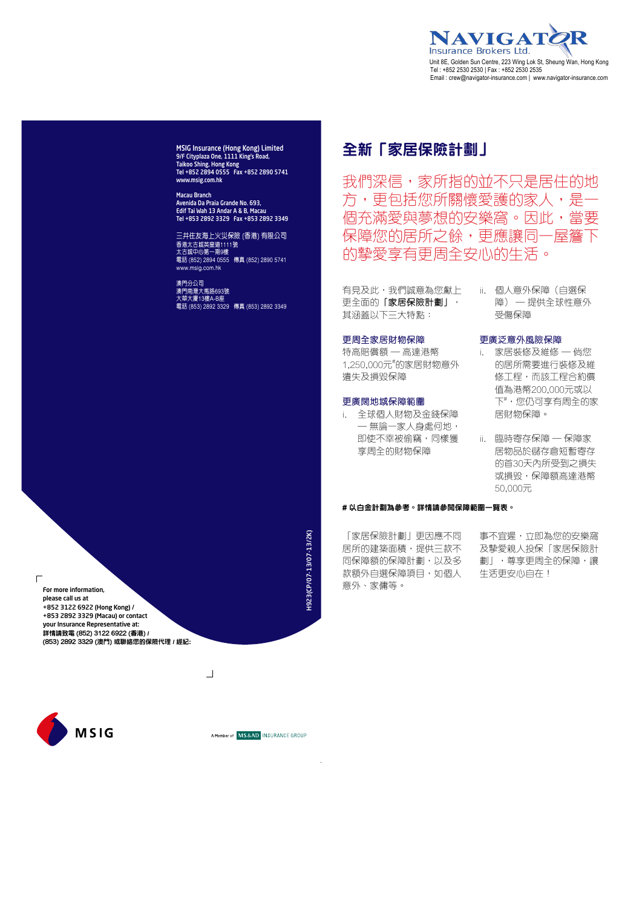**NAVIGATOR**
Insurance Brokers Ltd.
Unit 8E, Golden Sun Centre, 223 Wing Lok St, Sheung Wan, Hong Kong
Tel : +852 2530 2530 | Fax : +852 2530 2535
Email : crew@navigator-insurance.com | www.navigator-insurance.com

**MSIG Insurance (Hong Kong) Limited**
**9/F Cityplaza One, 1111 King's Road,**
**Taikoo Shing, Hong Kong**
**Tel +852 2894 0555 Fax +852 2890 5741**
**www.msig.com.hk**

**Macau Branch**
**Avenida Da Praia Grande No. 693,**
**Edif Tai Wah 13 Andar A & B, Macau**
**Tel +853 2892 3329 Fax +853 2892 3349**

三井住友海上火災保險 (香港) 有限公司
香港太古城英皇道1111號
太古城中心第一期9樓
電話 (852) 2894 0555 傳真 (852) 2890 5741
www.msig.com.hk

澳門分公司
澳門南灣大馬路693號
大華大廈13樓A-B座
電話 (853) 2892 3329 傳真 (853) 2892 3349

# 全新「家居保險計劃」

我們深信，家所指的並不只是居住的地方，更包括您所關懷愛護的家人，是一個充滿愛與夢想的安樂窩。因此，當要保障您的居所之餘，更應讓同一屋簷下的摯愛享有更周全安心的生活。

有見及此，我們誠意為您獻上更全面的「**家居保險計劃**」，其涵蓋以下三大特點：

### 更周全家居財物保障

特高賠償額 — 高達港幣1,250,000元#的家居財物意外遺失及損毀保障

### 更廣闊地域保障範圍

i. 全球個人財物及金錢保障 — 無論一家人身處何地，即使不幸被偷竊，同樣獲享周全的財物保障

ii. 個人意外保障（自選保障）— 提供全球性意外受傷保障

### 更廣泛意外風險保障

i. 家居裝修及維修 — 倘您的居所需要進行裝修及維修工程，而該工程合約價值為港幣200,000元或以下#，您仍可享有周全的家居財物保障。

ii. 臨時寄存保障 — 保障家居物品於儲存倉短暫寄存的首30天內所受到之損失或損毀，保障額高達港幣50,000元

**# 以白金計劃為參考。詳情請參閱保障範圍一覽表。**

「家居保險計劃」更因應不同居所的建築面積，提供三款不同保障額的保障計劃，以及多款額外自選保障項目，如個人意外、家傭等。

事不宜遲，立即為您的安樂窩及摯愛親人投保「家居保險計劃」，尊享更周全的保障，讓生活更安心自在！

H923(CP/07-13/07-13/2K)

**For more information, please call us at**
**+852 3122 6922 (Hong Kong) /**
**+853 2892 3329 (Macau) or contact**
**your Insurance Representative at:**
**詳情請致電 (852) 3122 6922 (香港) /**
**(853) 2892 3329 (澳門) 或聯絡您的保險代理 / 經紀:**

MSIG

A Member of MS&AD INSURANCE GROUP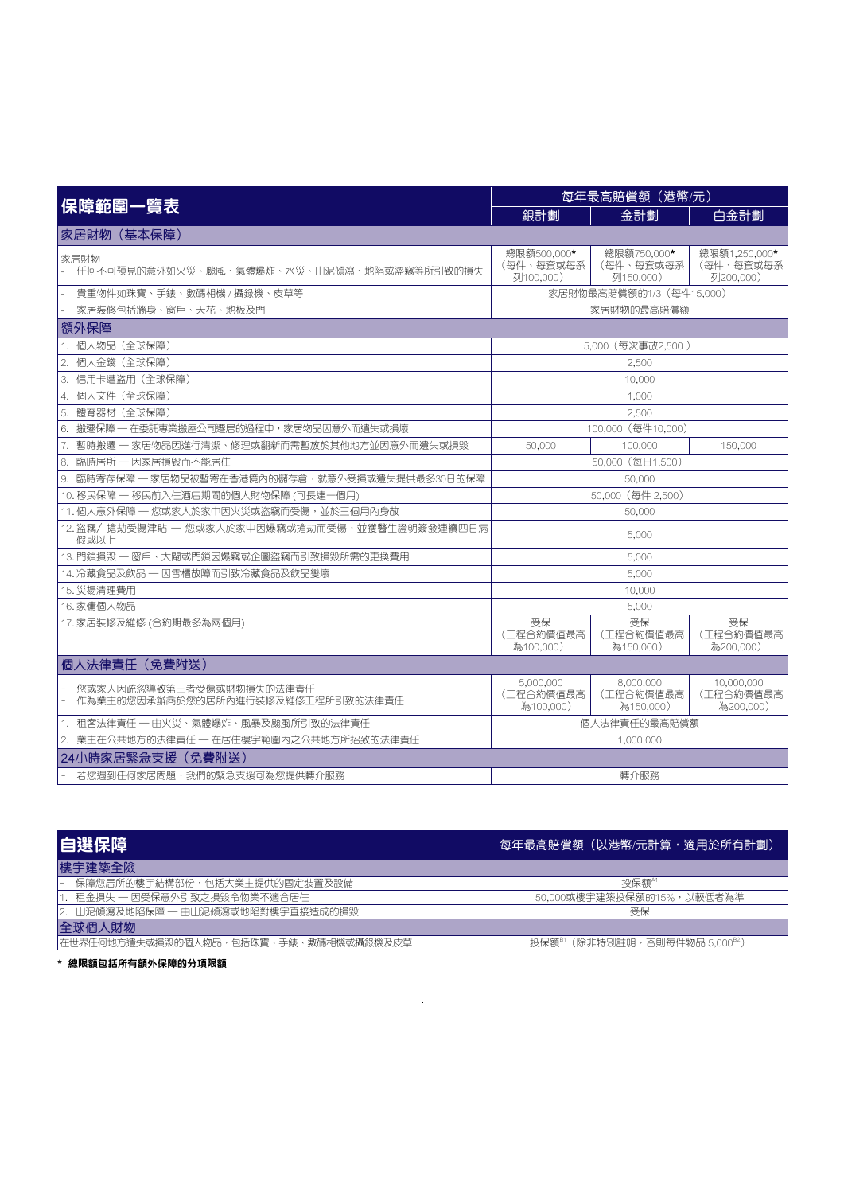| 保障範圍一覽表 | 每年最高賠償額（港幣/元） | | |
|---|---|---|---|
| | 銀計劃 | 金計劃 | 白金計劃 |
| **家居財物（基本保障）** | | | |
| 家居財物<br>- 任何不可預見的意外如火災、颱風、氣體爆炸、水災、山泥傾瀉、地陷或盜竊等所引致的損失 | 總限額500,000*（每件、每套或每系列100,000） | 總限額750,000*（每件、每套或每系列150,000） | 總限額1,250,000*（每件、每套或每系列200,000） |
| - 貴重物件如珠寶、手錶、數碼相機 / 攝錄機、皮草等 | 家居財物最高賠償額的1/3（每件15,000） | | |
| - 家居裝修包括牆身、窗戶、天花、地板及門 | 家居財物的最高賠償額 | | |
| **額外保障** | | | |
| 1. 個人物品（全球保障） | 5,000（每次事故2,500） | | |
| 2. 個人金錢（全球保障） | 2,500 | | |
| 3. 信用卡遭盜用（全球保障） | 10,000 | | |
| 4. 個人文件（全球保障） | 1,000 | | |
| 5. 體育器材（全球保障） | 2,500 | | |
| 6. 搬遷保障 — 在委託專業搬屋公司遷居的過程中，家居物品因意外而遺失或損壞 | 100,000（每件10,000） | | |
| 7. 暫時搬遷 — 家居物品因進行清潔、修理或翻新而需暫放於其他地方並因意外而遺失或損毀 | 50,000 | 100,000 | 150,000 |
| 8. 臨時居所 — 因家居損毀而不能居住 | 50,000（每日1,500） | | |
| 9. 臨時寄存保障 — 家居物品被暫寄在香港境內的儲存倉，就意外受損或遺失提供最多30日的保障 | 50,000 | | |
| 10. 移民保障 — 移民前入住酒店期間的個人財物保障 (可長達一個月) | 50,000（每件 2,500） | | |
| 11. 個人意外保障 — 您或家人於家中因火災或盜竊而受傷，並於三個月內身故 | 50,000 | | |
| 12. 盜竊／搶劫受傷津貼 — 您或家人於家中因爆竊或搶劫而受傷，並獲醫生證明簽發連續四日病假或以上 | 5,000 | | |
| 13. 門鎖損毀 — 窗戶、大閘或門鎖因爆竊或企圖盜竊而引致損毀所需的更換費用 | 5,000 | | |
| 14. 冷藏食品及飲品 — 因雪櫃故障而引致冷藏食品及飲品變壞 | 5,000 | | |
| 15. 災場清理費用 | 10,000 | | |
| 16. 家傭個人物品 | 5,000 | | |
| 17. 家居裝修及維修 (合約期最多為兩個月) | 受保（工程合約價值最高為100,000） | 受保（工程合約價值最高為150,000） | 受保（工程合約價值最高為200,000） |
| **個人法律責任（免費附送）** | | | |
| - 您或家人因疏忽導致第三者受傷或財物損失的法律責任<br>- 作為業主的您因承辦商於您的居所內進行裝修及維修工程所引致的法律責任 | 5,000,000（工程合約價值最高為100,000） | 8,000,000（工程合約價值最高為150,000） | 10,000,000（工程合約價值最高為200,000） |
| 1. 租客法律責任 — 由火災、氣體爆炸、風暴及颱風所引致的法律責任 | 個人法律責任的最高賠償額 | | |
| 2. 業主在公共地方的法律責任 — 在居住樓宇範圍內之公共地方所招致的法律責任 | 1,000,000 | | |
| **24小時家居緊急支援（免費附送）** | | | |
| - 若您遇到任何家居問題，我們的緊急支援可為您提供轉介服務 | 轉介服務 | | |

| 自選保障 | 每年最高賠償額（以港幣/元計算，適用於所有計劃） |
|---|---|
| **樓宇建築全險** | |
| - 保障您居所的樓宇結構部份，包括大業主提供的固定裝置及設備 | 投保額[A1] |
| 1. 租金損失 — 因受保意外引致之損毀令物業不適合居住 | 50,000或樓宇建築投保額的15%，以較低者為準 |
| 2. 山泥傾瀉及地陷保障 — 由山泥傾瀉或地陷對樓宇直接造成的損毀 | 受保 |
| **全球個人財物** | |
| 在世界任何地方遺失或損毀的個人物品，包括珠寶、手錶、數碼相機或攝錄機及皮草 | 投保額[B1]（除非特別註明，否則每件物品 5,000[B2]） |

**\* 總限額包括所有額外保障的分項限額**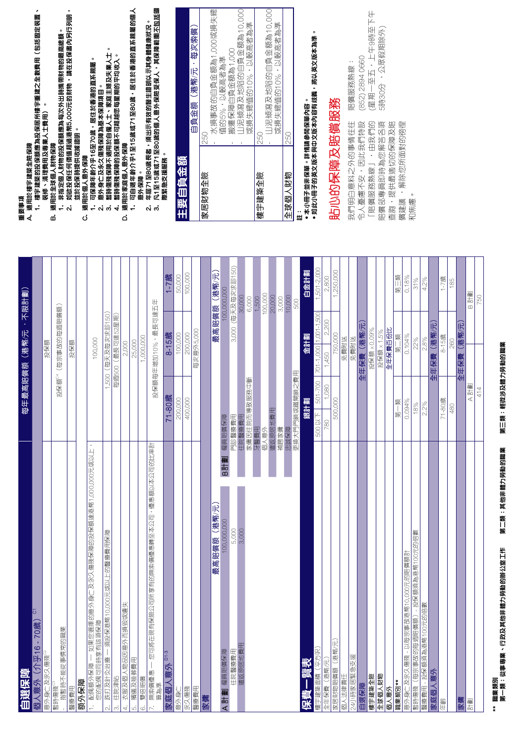## 自選保障

| 自選保障 | 每年最高賠償額（港幣/元，不限計劃） |
|---|---|
| **個人意外（介乎16－70歲）[C1]** | |
| 意外身亡及永久傷殘[C2] | 投保額 |
| 暫時傷殘[C3]<br>- 指暫時不能從事慣常的職業 | 投保額[C4]（每宗事故的每週賠償額） |
| 醫療費用 | 投保額 |
| **額外保障** | |
| 1. 配偶額外保障 － 如果您選擇的意外身亡及永久傷殘保障的投保額達港幣1,000,000元或以上，您的配偶可同時享有該項保障 | 100,000 |
| 2. 跌打及針灸治療 － 須投保港幣10,000元或以上的醫療費用保障 | 1,500（每天及每次求診150） |
| 3. 住院津貼 | 每週500（最長可達52星期） |
| 4. 衣服及個人物品因意外而損毀或遺失 | 2,000 |
| 5. 殯儀及殮葬費用 | 25,000 |
| 6. 雙倍賠償 | 1,000,000 |
| 7. 無索償優惠 － 您可將在現有保險公司所享有的無索償優惠轉至本公司，優惠額以本公司的比率計算為準 | 投保額每年增加10%，最高可達五年 |

| 家庭個人意外 [D1-3] | 71-80歲 | 8-15歲 | 1-7歲 |
|---|---|---|---|
| 意外身亡 | | 100,000 | 50,000 |
| 永久傷殘 | 400,000 | 200,000 | 100,000 |
| 醫療費用 | 每次5,000 | | |

**家傭**

| A計劃 | 最高賠償額（港幣/元） |
|---|---|
| 僱員賠償保障 | 100,000,000 |
| 住院醫療費用 | 5,000 |
| 遣返原居地費用 | 3,000 |

| B計劃 | 最高賠償額（港幣/元） |
|---|---|
| 僱員賠償保障 | 100,000,000 |
| 門診醫療費用 | 3,000（每天及每次求診150） |
| 住院醫療費用 | 30,000 |
| 家傭因住院而導致服務中斷 | 6,000 |
| 牙醫費用 | 1,500 |
| 個人意外 | 100,000 |
| 遣返原居地費用 | 20,000 |
| 補聘家傭 | 3,000 |
| 忠誠保障 | 10,000 |
| 更換大門門鎖或鎖匙之費用 | 500 |

## 保費一覽表

| | 銀計劃 | | 金計劃 | | 白金計劃 |
|---|---|---|---|---|---|
| 樓宇建築面積（平方呎） | 500以下 | 501-700 | 701-1,000 | 1,001-1,500 | 1,501-2,000 |
| 全年保費（港幣/元） | 780 | 1,080 | 1,450 | 2,200 | 2,800 |
| 家居財物賠償額（港幣/元） | 500,000 | | 750,000 | | 1,250,000 |
| 個人法律責任 | 免費附送 | | | | |
| 24小時家居緊急支援 | 免費附送 | | | | |

| 自選保障 | 全年保費（港幣/元） | | |
|---|---|---|---|
| 樓宇建築全險 | 投保額 x 0.09% | | |
| 全球個人財物 | 投保額 x 1.5% | | |
| **個人意外** | 全年保費百分比 | | |
| 職業類別** | 第一類 | 第二類 | 第三類 |
| 意外身亡及永久傷殘 - 以每宗事故港幣10,000元的賠償額計 | 0.094% | 0.104% | 0.18% |
| 暫時傷殘（每宗事故的每週賠償額） - 投保額為港幣100元的倍數 | 18% | 22% | 31% |
| 醫療費用 - 投保額為港幣100元的倍數 | 2.2% | 2.8% | 4.2% |
| **家庭個人意外** | 全年保費（港幣/元） | | |
| 年齡 | 71-80歲 | 8-15歲 | 1-7歲 |
| | 480 | 260 | 185 |
| **家傭** | 全年保費（港幣/元） | | |
| 計劃 | A計劃 | B計劃 | |
| | 414 | 750 | |

** 職業類別
第一類：從事專業、行政及其他非體力勞動的辦公室工作　第二類：其他非體力勞動的職業　第三類：輕微涉及體力勞動的職業

## 重要事項

**A. 適用於樓宇建築全險保障**
1. 樓宇建築的投保額應為投保居所樓宇建造之全數費用（包括固定裝置、裝修、清理費用及專業人士費用）。

**B. 適用於全球個人財物保障**
1. 非指定個人財物的投保額應為每次外出時攜帶財物的最高總額。
2. 如欲投保任何價值超過港幣5,000元的財物，請在投保書內另行列明，並於投保時提供收據證明。

**C. 適用於個人意外保障**
1. 可保障年齡介乎16至70歲，居住於香港的直系親屬。
2. 意外身亡及永久傷殘保障為基本保障項目。
3. 暫時傷殘保障不適用於自僱人士、家庭主婦及失業人士。
4. 暫時傷殘保障的投保額不可超過您每星期的平均收入。

**D. 適用於家庭個人意外保障**
1. 可自選年齡介乎1至15歲或71至80歲，居住於香港的直系親屬的個人意外保障。
2. 年屆71至80歲長者，須出示有效的醫生證明以示其身體健康狀況。
3. 凡1至15歲或71至80歲的個人意外保險受保人，其保障範圍不包括國際急救援服務。

## 主要自負金額

| | 自負金額（港幣/元，每次索償） |
|---|---|
| 家居財物全險 | 250<br>- 水損事故的自負金額為1,000或損失總值的5%，以較高者為準<br>- 搬遷保障自負金額為1,000<br>- 山泥傾瀉及地陷的自負金額為10,000或損失總值的10%，以較高者為準 |
| 樓宇建築全險 | 250<br>- 山泥傾瀉及地陷的自負金額為10,000或損失總值的10%，以較高者為準 |
| 全球個人財物 | 250 |

註：
- 本小冊子並非保單，詳情請參閱保單內容。
- 如此小冊子的英文版本與中文版本內容有歧義，將以英文版本為準。

## 貼心的保障及賠償服務

我們明白意料之外的事情往往令人憂慮不安，因此我們特設「賠償服務熱線」，由我們的賠償部專員即時為您解答各項查詢，提供最適切的保障及賠償建議，解除您所面對的困擾和焦慮。

賠償服務熱線：
(852) 2894 0660
（星期一至五，上午9時至下午5時30分，公眾假期除外）